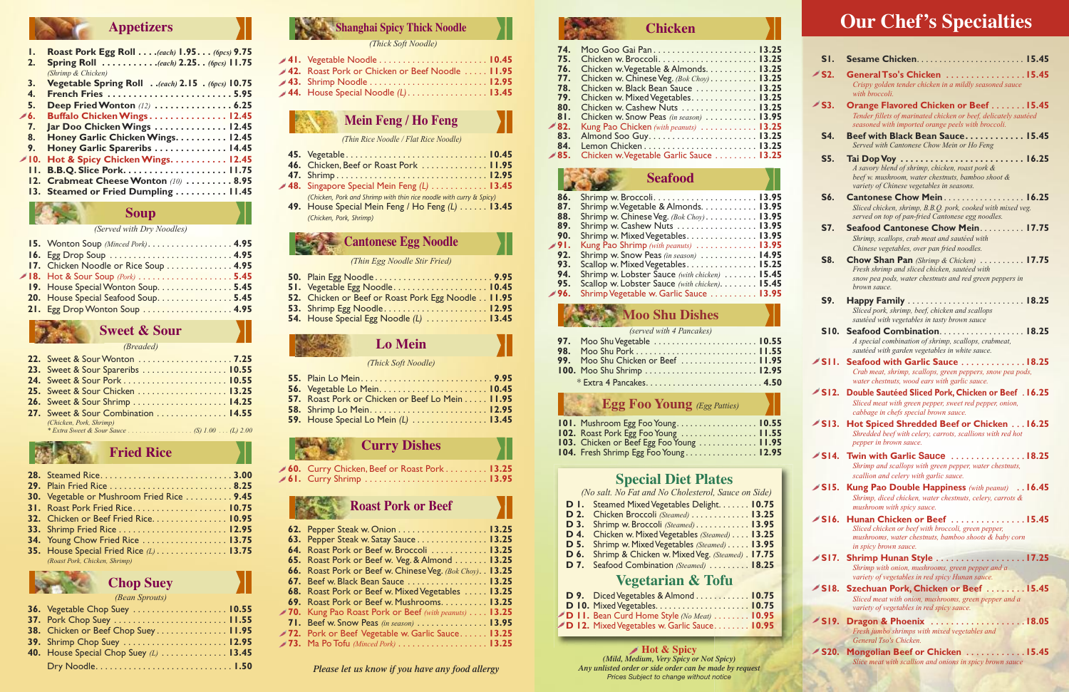## Appetizers

1. Roast Pork Egg Roll . . . . (each) 1.95 . . . (6pcs) 9.75
2. Spring Roll . . . . . . . . . . (each) 2.25 . . (6pcs) 11.75
   *(Shrimp & Chicken)*
3. Vegetable Spring Roll . . (each) 2.15 . (6pcs) 10.75
4. French Fries . . . . . . . . . . 5.95
5. Deep Fried Wonton (12) . . . . . . . . . . 6.25
6. Buffalo Chicken Wings . . . . . . . . . . 12.45
7. Jar Doo Chicken Wings . . . . . . . . . . 12.45
8. Honey Garlic Chicken Wings . . . . . . . . . . 12.45
9. Honey Garlic Spareribs . . . . . . . . . . 14.45
10. Hot & Spicy Chicken Wings . . . . . . . . . . 12.45
11. B.B.Q. Slice Pork . . . . . . . . . . 11.75
12. Crabmeat Cheese Wonton (10) . . . . . . . . . . 8.95
13. Steamed or Fried Dumpling . . . . . . . . . . 11.45

## Soup

*(Served with Dry Noodles)*

15. Wonton Soup (Minced Pork) . . . . . . . . . . 4.95
16. Egg Drop Soup . . . . . . . . . . 4.95
17. Chicken Noodle or Rice Soup . . . . . . . . . . 4.95
18. Hot & Sour Soup (Pork) . . . . . . . . . . 5.45
19. House Special Wonton Soup . . . . . . . . . . 5.45
20. House Special Seafood Soup . . . . . . . . . . 5.45
21. Egg Drop Wonton Soup . . . . . . . . . . 4.95

## Sweet & Sour

*(Breaded)*

22. Sweet & Sour Wonton . . . . . . . . . . 7.25
23. Sweet & Sour Spareribs . . . . . . . . . . 10.55
24. Sweet & Sour Pork . . . . . . . . . . 10.55
25. Sweet & Sour Chicken . . . . . . . . . . 13.25
26. Sweet & Sour Shrimp . . . . . . . . . . 14.25
27. Sweet & Sour Combination . . . . . . . . . . 14.55
   *(Chicken, Pork, Shrimp)*
   *\* Extra Sweet & Sour Sauce . . . . . . . . . . (S) 1.00 . . . (L) 2.00*

## Fried Rice

28. Steamed Rice . . . . . . . . . . 3.00
29. Plain Fried Rice . . . . . . . . . . 8.25
30. Vegetable or Mushroom Fried Rice . . . . . . . . . . 9.45
31. Roast Pork Fried Rice . . . . . . . . . . 10.75
32. Chicken or Beef Fried Rice . . . . . . . . . . 10.95
33. Shrimp Fried Rice . . . . . . . . . . 12.95
34. Young Chow Fried Rice . . . . . . . . . . 13.75
35. House Special Fried Rice (L) . . . . . . . . . . 13.75
   *(Roast Pork, Chicken, Shrimp)*

## Chop Suey

*(Bean Sprouts)*

36. Vegetable Chop Suey . . . . . . . . . . 10.55
37. Pork Chop Suey . . . . . . . . . . 11.55
38. Chicken or Beef Chop Suey . . . . . . . . . . 11.95
39. Shrimp Chop Suey . . . . . . . . . . 12.95
40. House Special Chop Suey (L) . . . . . . . . . . 13.45

Dry Noodle . . . . . . . . . . 1.50

## Shanghai Spicy Thick Noodle

*(Thick Soft Noodle)*

41. Vegetable Noodle . . . . . . . . . . 10.45
42. Roast Pork or Chicken or Beef Noodle . . . . . 11.95
43. Shrimp Noodle . . . . . . . . . . 12.95
44. House Special Noodle (L) . . . . . . . . . . 13.45

## Mein Feng / Ho Feng

*(Thin Rice Noodle / Flat Rice Noodle)*

45. Vegetable . . . . . . . . . . 10.45
46. Chicken, Beef or Roast Pork . . . . . . . . . . 11.95
47. Shrimp . . . . . . . . . . 12.95
48. Singapore Special Mein Feng (L) . . . . . . . . . . 13.45
   *(Chicken, Pork and Shrimp with thin rice noodle with curry & Spicy)*
49. House Special Mein Feng / Ho Feng (L) . . . . . . 13.45
   *(Chicken, Pork, Shrimp)*

## Cantonese Egg Noodle

*(Thin Egg Noodle Stir Fried)*

50. Plain Egg Noodle . . . . . . . . . . 9.95
51. Vegetable Egg Noodle . . . . . . . . . . 10.45
52. Chicken or Beef or Roast Pork Egg Noodle . . 11.95
53. Shrimp Egg Noodle . . . . . . . . . . 12.95
54. House Special Egg Noodle (L) . . . . . . . . . . 13.45

## Lo Mein

*(Thick Soft Noodle)*

55. Plain Lo Mein . . . . . . . . . . 9.95
56. Vegetable Lo Mein . . . . . . . . . . 10.45
57. Roast Pork or Chicken or Beef Lo Mein . . . . . 11.95
58. Shrimp Lo Mein . . . . . . . . . . 12.95
59. House Special Lo Mein (L) . . . . . . . . . . 13.45

## Curry Dishes

60. Curry Chicken, Beef or Roast Pork . . . . . . . . . 13.25
61. Curry Shrimp . . . . . . . . . . 13.95

## Roast Pork or Beef

62. Pepper Steak w. Onion . . . . . . . . . . 13.25
63. Pepper Steak w. Satay Sauce . . . . . . . . . . 13.25
64. Roast Pork or Beef w. Broccoli . . . . . . . . . . 13.25
65. Roast Pork or Beef w. Veg. & Almond . . . . . . . 13.25
66. Roast Pork or Beef w. Chinese Veg. (Bok Choy) . . 13.25
67. Beef w. Black Bean Sauce . . . . . . . . . . 13.25
68. Roast Pork or Beef w. Mixed Vegetables . . . . . 13.25
69. Roast Pork or Beef w. Mushrooms . . . . . . . . . . 13.25
70. Kung Pao Roast Pork or Beef (with peanuts) . . . . 13.25
71. Beef w. Snow Peas (in season) . . . . . . . . . . 13.95
72. Pork or Beef Vegetable w. Garlic Sauce . . . . . . 13.25
73. Ma Po Tofu (Minced Pork) . . . . . . . . . . 13.25

*Please let us know if you have any food allergy*

## Chicken

74. Moo Goo Gai Pan . . . . . . . . . . 13.25
75. Chicken w. Broccoli . . . . . . . . . . 13.25
76. Chicken w. Vegetable & Almonds . . . . . . . . . . 13.25
77. Chicken w. Chinese Veg. (Bok Choy) . . . . . . . . . . 13.25
78. Chicken w. Black Bean Sauce . . . . . . . . . . 13.25
79. Chicken w. Mixed Vegetables . . . . . . . . . . 13.25
80. Chicken w. Cashew Nuts . . . . . . . . . . 13.25
81. Chicken w. Snow Peas (in season) . . . . . . . . . . 13.95
82. Kung Pao Chicken (with peanuts) . . . . . . . . . . 13.25
83. Almond Soo Guy . . . . . . . . . . 13.25
84. Lemon Chicken . . . . . . . . . . 13.25
85. Chicken w. Vegetable Garlic Sauce . . . . . . . . . . 13.25

## Seafood

86. Shrimp w. Broccoli . . . . . . . . . . 13.95
87. Shrimp w. Vegetable & Almonds . . . . . . . . . . 13.95
88. Shrimp w. Chinese Veg. (Bok Choy) . . . . . . . . . . 13.95
89. Shrimp w. Cashew Nuts . . . . . . . . . . 13.95
90. Shrimp w. Mixed Vegetables . . . . . . . . . . 13.95
91. Kung Pao Shrimp (with peanuts) . . . . . . . . . . 13.95
92. Shrimp w. Snow Peas (in season) . . . . . . . . . . 14.95
93. Scallop w. Mixed Vegetables . . . . . . . . . . 15.25
94. Shrimp w. Lobster Sauce (with chicken) . . . . . . . 15.45
95. Scallop w. Lobster Sauce (with chicken) . . . . . . . 15.45
96. Shrimp Vegetable w. Garlic Sauce . . . . . . . . . . 13.95

## Moo Shu Dishes

*(served with 4 Pancakes)*

97. Moo Shu Vegetable . . . . . . . . . . 10.55
98. Moo Shu Pork . . . . . . . . . . 11.55
99. Moo Shu Chicken or Beef . . . . . . . . . . 11.95
100. Moo Shu Shrimp . . . . . . . . . . 12.95

\* Extra 4 Pancakes . . . . . . . . . . 4.50

## Egg Foo Young *(Egg Patties)*

101. Mushroom Egg Foo Young . . . . . . . . . . 10.55
102. Roast Pork Egg Foo Young . . . . . . . . . . 11.55
103. Chicken or Beef Egg Foo Young . . . . . . . . . . 11.95
104. Fresh Shrimp Egg Foo Young . . . . . . . . . . 12.95

## Special Diet Plates

*(No salt. No Fat and No Cholesterol, Sauce on Side)*

D 1. Steamed Mixed Vegetables Delight . . . . . . . 10.75
D 2. Chicken Broccoli (Steamed) . . . . . . . . . . 13.25
D 3. Shrimp w. Broccoli (Steamed) . . . . . . . . . . 13.95
D 4. Chicken w. Mixed Vegetables (Steamed) . . . . 13.25
D 5. Shrimp w. Mixed Vegetables (Steamed) . . . . . 13.95
D 6. Shrimp & Chicken w. Mixed Veg. (Steamed) . . 17.75
D 7. Seafood Combination (Steamed) . . . . . . . . . 18.25

## Vegetarian & Tofu

D 9. Diced Vegetables & Almond . . . . . . . . . . 10.75
D 10. Mixed Vegetables . . . . . . . . . . 10.75
D 11. Bean Curd Home Style (No Meat) . . . . . . . . 10.95
D 12. Mixed Vegetables w. Garlic Sauce . . . . . . . . 10.95

**Hot & Spicy**

*(Mild, Medium, Very Spicy or Not Spicy)*

*Any unlisted order or side order can be made by request*

Prices Subject to change without notice

## Our Chef's Specialties

S1. Sesame Chicken . . . . . . . . . . 15.45

S2. General Tso's Chicken . . . . . . . . . . 15.45
*Crispy golden tender chicken in a mildly seasoned sauce with broccoli.*

S3. Orange Flavored Chicken or Beef . . . . . . . 15.45
*Tender fillets of marinated chicken or beef, delicately sautéed seasoned with imported orange peels with broccoli.*

S4. Beef with Black Bean Sauce . . . . . . . . . . 15.45
*Served with Cantonese Chow Mein or Ho Feng*

S5. Tai Dop Voy . . . . . . . . . . 16.25
*A savory blend of shrimp, chicken, roast pork & beef w. mushroom, water chestnuts, bamboo shoot & variety of Chinese vegetables in seasons.*

S6. Cantonese Chow Mein . . . . . . . . . . 16.25
*Sliced chicken, shrimp, B.B.Q. pork, cooked with mixed veg. served on top of pan-fried Cantonese egg noodles.*

S7. Seafood Cantonese Chow Mein . . . . . . . . . . 17.75
*Shrimp, scallops, crab meat and sautéed with Chinese vegetables, over pan fried noodles.*

S8. Chow Shan Pan (Shrimp & Chicken) . . . . . . . . . . 17.75
*Fresh shrimp and sliced chicken, sautéed with snow pea pods, water chestnuts and red green peppers in brown sauce.*

S9. Happy Family . . . . . . . . . . 18.25
*Sliced pork, shrimp, beef, chicken and scallops sautéed with vegetables in tasty brown sauce*

S10. Seafood Combination . . . . . . . . . . 18.25
*A special combination of shrimp, scallops, crabmeat, sautéed with garden vegetables in white sauce.*

S11. Seafood with Garlic Sauce . . . . . . . . . . 18.25
*Crab meat, shrimp, scallops, green peppers, snow pea pods, water chestnuts, wood ears with garlic sauce.*

S12. Double Sautéed Sliced Pork, Chicken or Beef . 16.25
*Sliced meat with green pepper, sweet red pepper, onion, cabbage in chefs special brown sauce.*

S13. Hot Spiced Shredded Beef or Chicken . . . 16.25
*Shredded beef with celery, carrots, scallions with red hot pepper in brown sauce.*

S14. Twin with Garlic Sauce . . . . . . . . . . 18.25
*Shrimp and scallops with green pepper, water chestnuts, scallion and celery with garlic sauce.*

S15. Kung Pao Double Happiness (with peanut) . . 16.45
*Shrimp, diced chicken, water chestnuts, celery, carrots & mushroom with spicy sauce.*

S16. Hunan Chicken or Beef . . . . . . . . . . 15.45
*Sliced chicken or beef with broccoli, green pepper, mushrooms, water chestnuts, bamboo shoots & baby corn in spicy brown sauce.*

S17. Shrimp Hunan Style . . . . . . . . . . 17.25
*Shrimp with onion, mushrooms, green pepper and a variety of vegetables in red spicy Hunan sauce.*

S18. Szechuan Pork, Chicken or Beef . . . . . . . . 15.45
*Sliced meat with onion, mushrooms, green pepper and a variety of vegetables in red spicy sauce.*

S19. Dragon & Phoenix . . . . . . . . . . 18.05
*Fresh jumbo shrimps with mixed vegetables and General Tso's Chicken.*

S20. Mongolian Beef or Chicken . . . . . . . . . . 15.45
*Slice meat with scallion and onions in spicy brown sauce*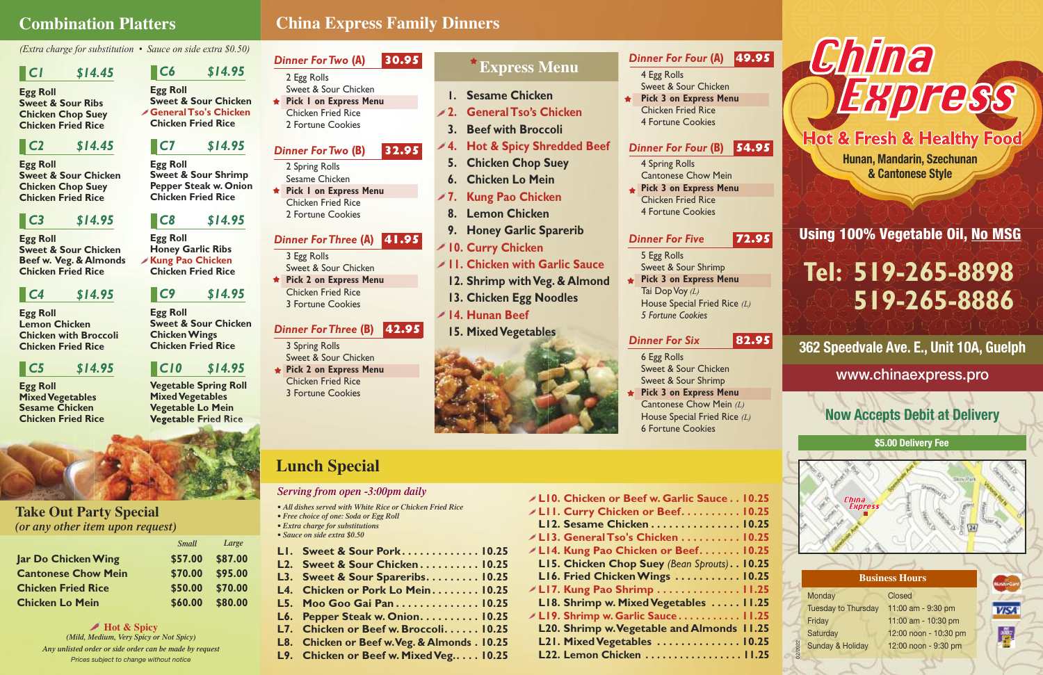## Combination Platters

*(Extra charge for substitution • Sauce on side extra $0.50)*

**C1 $14.45**
Egg Roll
Sweet & Sour Ribs
Chicken Chop Suey
Chicken Fried Rice

**C2 $14.45**
Egg Roll
Sweet & Sour Chicken
Chicken Chop Suey
Chicken Fried Rice

**C3 $14.95**
Egg Roll
Sweet & Sour Chicken
Beef w. Veg. & Almonds
Chicken Fried Rice

**C4 $14.95**
Egg Roll
Lemon Chicken
Chicken with Broccoli
Chicken Fried Rice

**C5 $14.95**
Egg Roll
Mixed Vegetables
Sesame Chicken
Chicken Fried Rice

**C6 $14.95**
Egg Roll
Sweet & Sour Chicken
General Tso's Chicken
Chicken Fried Rice

**C7 $14.95**
Egg Roll
Sweet & Sour Shrimp
Pepper Steak w. Onion
Chicken Fried Rice

**C8 $14.95**
Egg Roll
Honey Garlic Ribs
Kung Pao Chicken
Chicken Fried Rice

**C9 $14.95**
Egg Roll
Sweet & Sour Chicken
Chicken Wings
Chicken Fried Rice

**C10 $14.95**
Vegetable Spring Roll
Mixed Vegetables
Vegetable Lo Mein
Vegetable Fried Rice

## Take Out Party Special

*(or any other item upon request)*

| | Small | Large |
|---|---|---|
| Jar Do Chicken Wing | $57.00 | $87.00 |
| Cantonese Chow Mein | $70.00 | $95.00 |
| Chicken Fried Rice | $50.00 | $70.00 |
| Chicken Lo Mein | $60.00 | $80.00 |

Hot & Spicy
*(Mild, Medium, Very Spicy or Not Spicy)*
*Any unlisted order or side order can be made by request*
*Prices subject to change without notice*

## China Express Family Dinners

**Dinner For Two (A) 30.95**
2 Egg Rolls
Sweet & Sour Chicken
Pick 1 on Express Menu
Chicken Fried Rice
2 Fortune Cookies

**Dinner For Two (B) 32.95**
2 Spring Rolls
Sesame Chicken
Pick 1 on Express Menu
Chicken Fried Rice
2 Fortune Cookies

**Dinner For Three (A) 41.95**
3 Egg Rolls
Sweet & Sour Chicken
Pick 2 on Express Menu
Chicken Fried Rice
3 Fortune Cookies

**Dinner For Three (B) 42.95**
3 Spring Rolls
Sweet & Sour Chicken
Pick 2 on Express Menu
Chicken Fried Rice
3 Fortune Cookies

### *Express Menu

1. Sesame Chicken
2. General Tso's Chicken
3. Beef with Broccoli
4. Hot & Spicy Shredded Beef
5. Chicken Chop Suey
6. Chicken Lo Mein
7. Kung Pao Chicken
8. Lemon Chicken
9. Honey Garlic Sparerib
10. Curry Chicken
11. Chicken with Garlic Sauce
12. Shrimp with Veg. & Almond
13. Chicken Egg Noodles
14. Hunan Beef
15. Mixed Vegetables

**Dinner For Four (A) 49.95**
4 Egg Rolls
Sweet & Sour Chicken
Pick 3 on Express Menu
Chicken Fried Rice
4 Fortune Cookies

**Dinner For Four (B) 54.95**
4 Spring Rolls
Cantonese Chow Mein
Pick 3 on Express Menu
Chicken Fried Rice
4 Fortune Cookies

**Dinner For Five 72.95**
5 Egg Rolls
Sweet & Sour Shrimp
Pick 3 on Express Menu
Tai Dop Voy *(L)*
House Special Fried Rice *(L)*
*5 Fortune Cookies*

**Dinner For Six 82.95**
6 Egg Rolls
Sweet & Sour Chicken
Sweet & Sour Shrimp
Pick 3 on Express Menu
Cantonese Chow Mein *(L)*
House Special Fried Rice *(L)*
6 Fortune Cookies

## Lunch Special

*Serving from open -3:00pm daily*

- *All dishes served with White Rice or Chicken Fried Rice*
- *Free choice of one: Soda or Egg Roll*
- *Extra charge for substitutions*
- *Sauce on side extra $0.50*

| | | |
|---|---|---|
| L1. | Sweet & Sour Pork | 10.25 |
| L2. | Sweet & Sour Chicken | 10.25 |
| L3. | Sweet & Sour Sparerібs | 10.25 |
| L4. | Chicken or Pork Lo Mein | 10.25 |
| L5. | Moo Goo Gai Pan | 10.25 |
| L6. | Pepper Steak w. Onion | 10.25 |
| L7. | Chicken or Beef w. Broccoli | 10.25 |
| L8. | Chicken or Beef w. Veg. & Almonds | 10.25 |
| L9. | Chicken or Beef w. Mixed Veg. | 10.25 |
| L10. | Chicken or Beef w. Garlic Sauce | 10.25 |
| L11. | Curry Chicken or Beef | 10.25 |
| L12. | Sesame Chicken | 10.25 |
| L13. | General Tso's Chicken | 10.25 |
| L14. | Kung Pao Chicken or Beef | 10.25 |
| L15. | Chicken Chop Suey *(Bean Sprouts)* | 10.25 |
| L16. | Fried Chicken Wings | 10.25 |
| L17. | Kung Pao Shrimp | 11.25 |
| L18. | Shrimp w. Mixed Vegetables | 11.25 |
| L19. | Shrimp w. Garlic Sauce | 11.25 |
| L20. | Shrimp w. Vegetable and Almonds | 11.25 |
| L21. | Mixed Vegetables | 10.25 |
| L22. | Lemon Chicken | 11.25 |

# China Express

**Hot & Fresh & Healthy Food**
Hunan, Mandarin, Szechunan & Cantonese Style

**Using 100% Vegetable Oil, No MSG**

**Tel: 519-265-8898**
**519-265-8886**

**362 Speedvale Ave. E., Unit 10A, Guelph**

www.chinaexpress.pro

**Now Accepts Debit at Delivery**

**$5.00 Delivery Fee**

### Business Hours

| | |
|---|---|
| Monday | Closed |
| Tuesday to Thursday | 11:00 am - 9:30 pm |
| Friday | 11:00 am - 10:30 pm |
| Saturday | 12:00 noon - 10:30 pm |
| Sunday & Holiday | 12:00 noon - 9:30 pm |